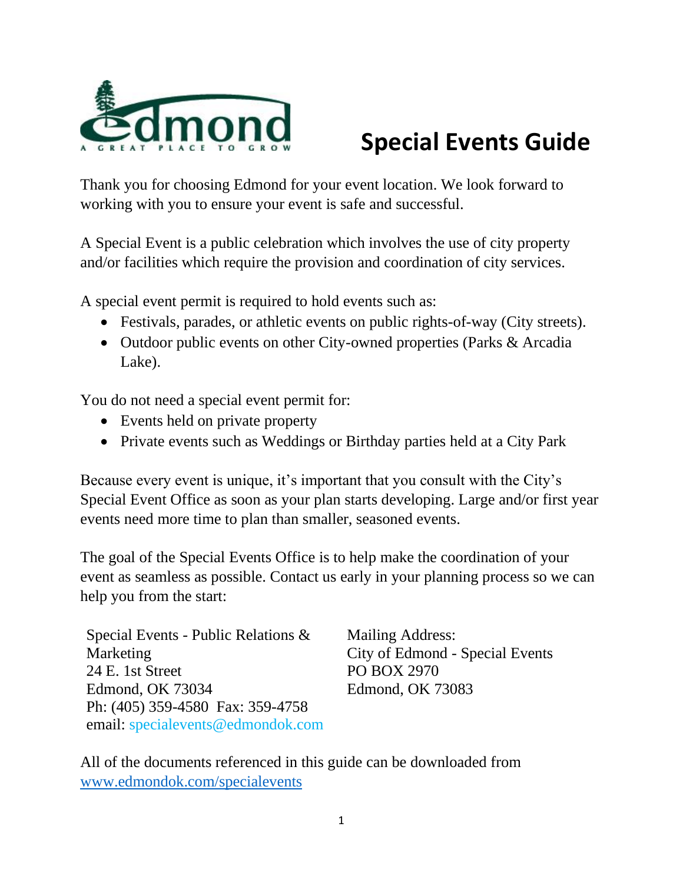# Special Events Guide

Thank you for choosing Edmond for your event location. We look forward to working with you to ensure your event is safe and successful.

A Special Event is a public celebration which involves the use of city property and/or facilities which require the provision and coordination of city services.

A special event permit is required to hold events such as:

- Festivals, parades, or athletic events on public rights-of-way (City streets).
- Outdoor public events on other City-owned properties (Parks & Arcadia Lake).

You do not need a special event permit for:

- Events held on private property
- Private events such as Weddings or Birthday parties held at a City Park

Because every event is unique, it's important that you consult with the City's Special Event Office as soon as your plan starts developing. Large and/or first year events need more time to plan than smaller, seasoned events.

The goal of the Special Events Office is to help make the coordination of your event as seamless as possible. Contact us early in your planning process so we can help you from the start:

Special Events - Public Relations & Marketing
24 E. 1st Street
Edmond, OK 73034
Ph: (405) 359-4580 Fax: 359-4758
email: specialevents@edmondok.com

Mailing Address:
City of Edmond - Special Events
PO BOX 2970
Edmond, OK 73083

All of the documents referenced in this guide can be downloaded from www.edmondok.com/specialevents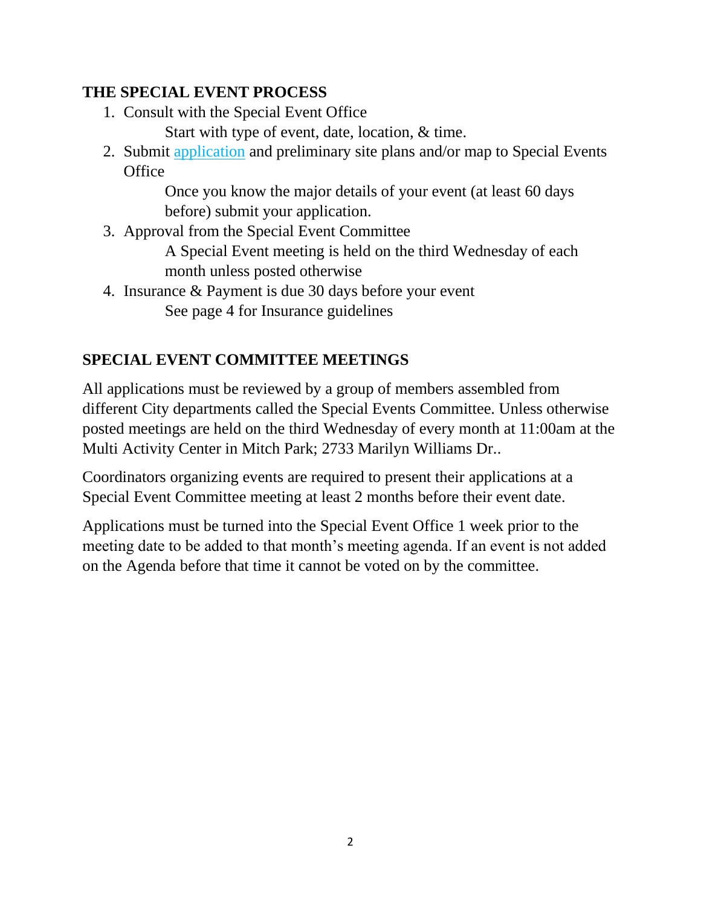## THE SPECIAL EVENT PROCESS

1. Consult with the Special Event Office

   Start with type of event, date, location, & time.

2. Submit application and preliminary site plans and/or map to Special Events Office

   Once you know the major details of your event (at least 60 days before) submit your application.

3. Approval from the Special Event Committee

   A Special Event meeting is held on the third Wednesday of each month unless posted otherwise

4. Insurance & Payment is due 30 days before your event

   See page 4 for Insurance guidelines

## SPECIAL EVENT COMMITTEE MEETINGS

All applications must be reviewed by a group of members assembled from different City departments called the Special Events Committee. Unless otherwise posted meetings are held on the third Wednesday of every month at 11:00am at the Multi Activity Center in Mitch Park; 2733 Marilyn Williams Dr..

Coordinators organizing events are required to present their applications at a Special Event Committee meeting at least 2 months before their event date.

Applications must be turned into the Special Event Office 1 week prior to the meeting date to be added to that month's meeting agenda. If an event is not added on the Agenda before that time it cannot be voted on by the committee.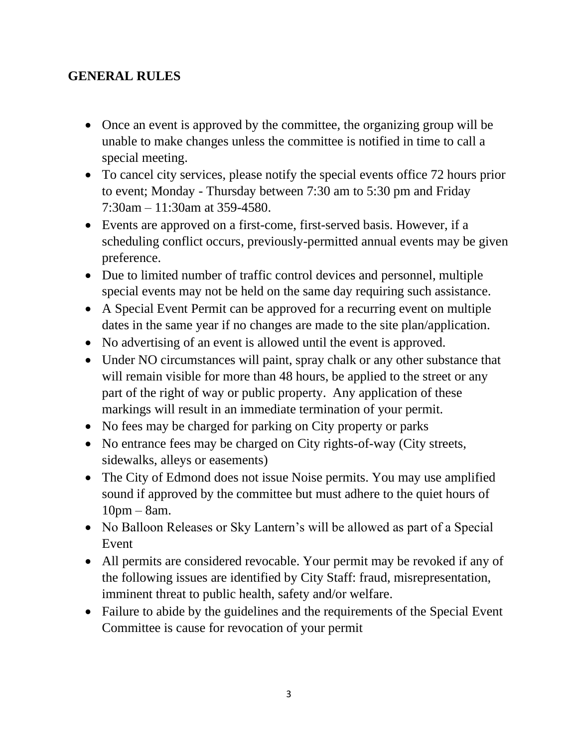## GENERAL RULES

- Once an event is approved by the committee, the organizing group will be unable to make changes unless the committee is notified in time to call a special meeting.
- To cancel city services, please notify the special events office 72 hours prior to event; Monday - Thursday between 7:30 am to 5:30 pm and Friday 7:30am – 11:30am at 359-4580.
- Events are approved on a first-come, first-served basis. However, if a scheduling conflict occurs, previously-permitted annual events may be given preference.
- Due to limited number of traffic control devices and personnel, multiple special events may not be held on the same day requiring such assistance.
- A Special Event Permit can be approved for a recurring event on multiple dates in the same year if no changes are made to the site plan/application.
- No advertising of an event is allowed until the event is approved.
- Under NO circumstances will paint, spray chalk or any other substance that will remain visible for more than 48 hours, be applied to the street or any part of the right of way or public property. Any application of these markings will result in an immediate termination of your permit.
- No fees may be charged for parking on City property or parks
- No entrance fees may be charged on City rights-of-way (City streets, sidewalks, alleys or easements)
- The City of Edmond does not issue Noise permits. You may use amplified sound if approved by the committee but must adhere to the quiet hours of 10pm – 8am.
- No Balloon Releases or Sky Lantern's will be allowed as part of a Special Event
- All permits are considered revocable. Your permit may be revoked if any of the following issues are identified by City Staff: fraud, misrepresentation, imminent threat to public health, safety and/or welfare.
- Failure to abide by the guidelines and the requirements of the Special Event Committee is cause for revocation of your permit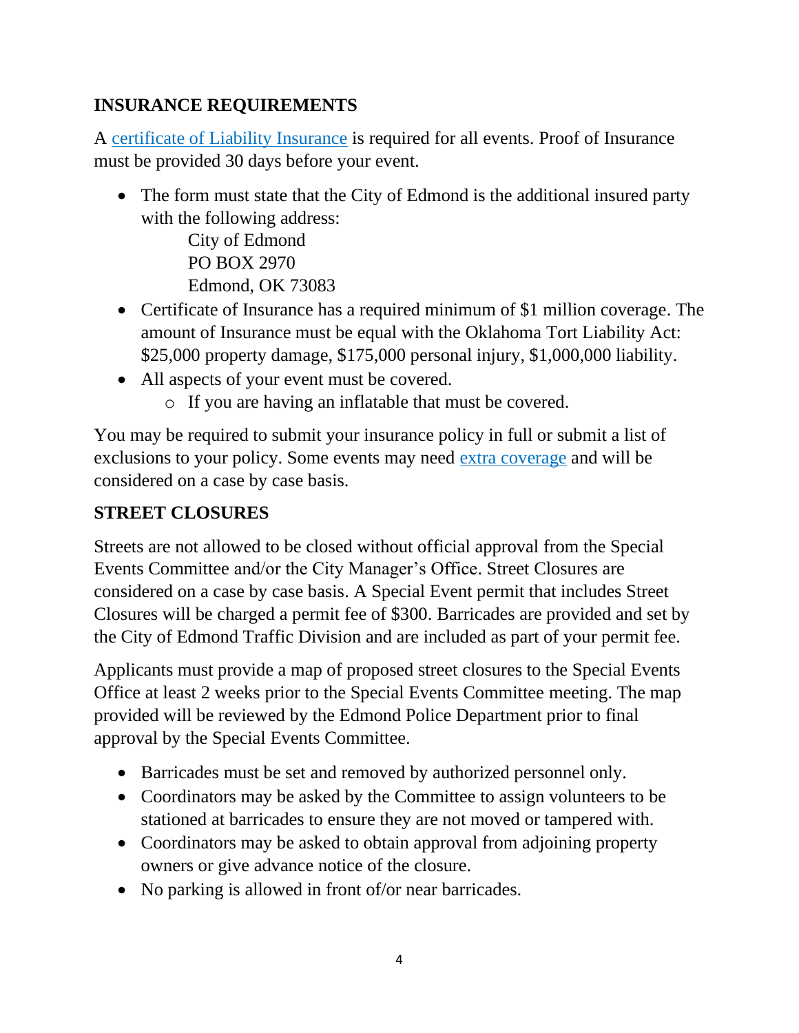## INSURANCE REQUIREMENTS

A certificate of Liability Insurance is required for all events. Proof of Insurance must be provided 30 days before your event.

- The form must state that the City of Edmond is the additional insured party with the following address:
  City of Edmond
  PO BOX 2970
  Edmond, OK 73083
- Certificate of Insurance has a required minimum of $1 million coverage. The amount of Insurance must be equal with the Oklahoma Tort Liability Act: $25,000 property damage, $175,000 personal injury, $1,000,000 liability.
- All aspects of your event must be covered.
  - If you are having an inflatable that must be covered.

You may be required to submit your insurance policy in full or submit a list of exclusions to your policy. Some events may need extra coverage and will be considered on a case by case basis.

## STREET CLOSURES

Streets are not allowed to be closed without official approval from the Special Events Committee and/or the City Manager's Office. Street Closures are considered on a case by case basis. A Special Event permit that includes Street Closures will be charged a permit fee of $300. Barricades are provided and set by the City of Edmond Traffic Division and are included as part of your permit fee.

Applicants must provide a map of proposed street closures to the Special Events Office at least 2 weeks prior to the Special Events Committee meeting. The map provided will be reviewed by the Edmond Police Department prior to final approval by the Special Events Committee.

- Barricades must be set and removed by authorized personnel only.
- Coordinators may be asked by the Committee to assign volunteers to be stationed at barricades to ensure they are not moved or tampered with.
- Coordinators may be asked to obtain approval from adjoining property owners or give advance notice of the closure.
- No parking is allowed in front of/or near barricades.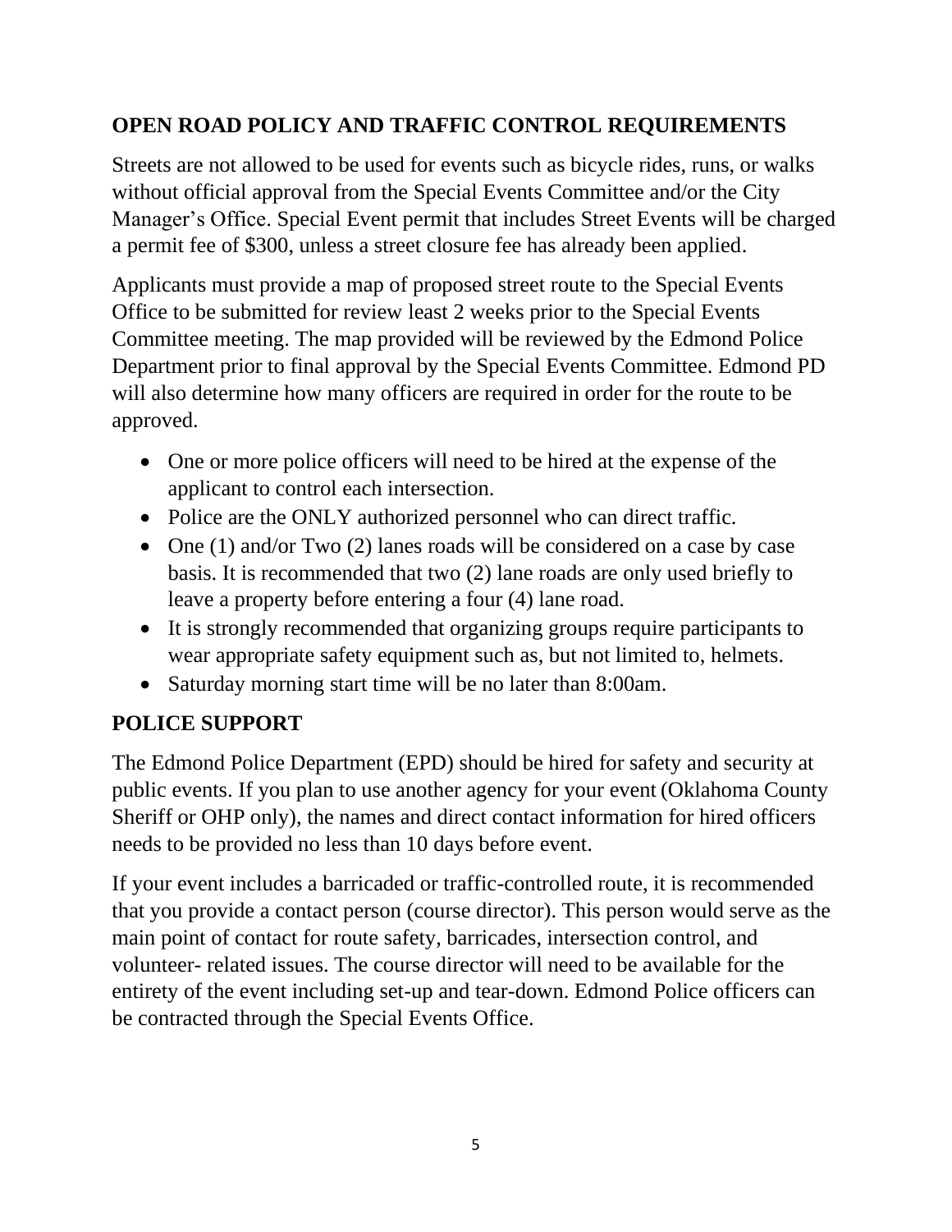## OPEN ROAD POLICY AND TRAFFIC CONTROL REQUIREMENTS

Streets are not allowed to be used for events such as bicycle rides, runs, or walks without official approval from the Special Events Committee and/or the City Manager's Office. Special Event permit that includes Street Events will be charged a permit fee of $300, unless a street closure fee has already been applied.

Applicants must provide a map of proposed street route to the Special Events Office to be submitted for review least 2 weeks prior to the Special Events Committee meeting. The map provided will be reviewed by the Edmond Police Department prior to final approval by the Special Events Committee. Edmond PD will also determine how many officers are required in order for the route to be approved.

- One or more police officers will need to be hired at the expense of the applicant to control each intersection.
- Police are the ONLY authorized personnel who can direct traffic.
- One (1) and/or Two (2) lanes roads will be considered on a case by case basis. It is recommended that two (2) lane roads are only used briefly to leave a property before entering a four (4) lane road.
- It is strongly recommended that organizing groups require participants to wear appropriate safety equipment such as, but not limited to, helmets.
- Saturday morning start time will be no later than 8:00am.

## POLICE SUPPORT

The Edmond Police Department (EPD) should be hired for safety and security at public events. If you plan to use another agency for your event (Oklahoma County Sheriff or OHP only), the names and direct contact information for hired officers needs to be provided no less than 10 days before event.

If your event includes a barricaded or traffic-controlled route, it is recommended that you provide a contact person (course director). This person would serve as the main point of contact for route safety, barricades, intersection control, and volunteer- related issues. The course director will need to be available for the entirety of the event including set-up and tear-down. Edmond Police officers can be contracted through the Special Events Office.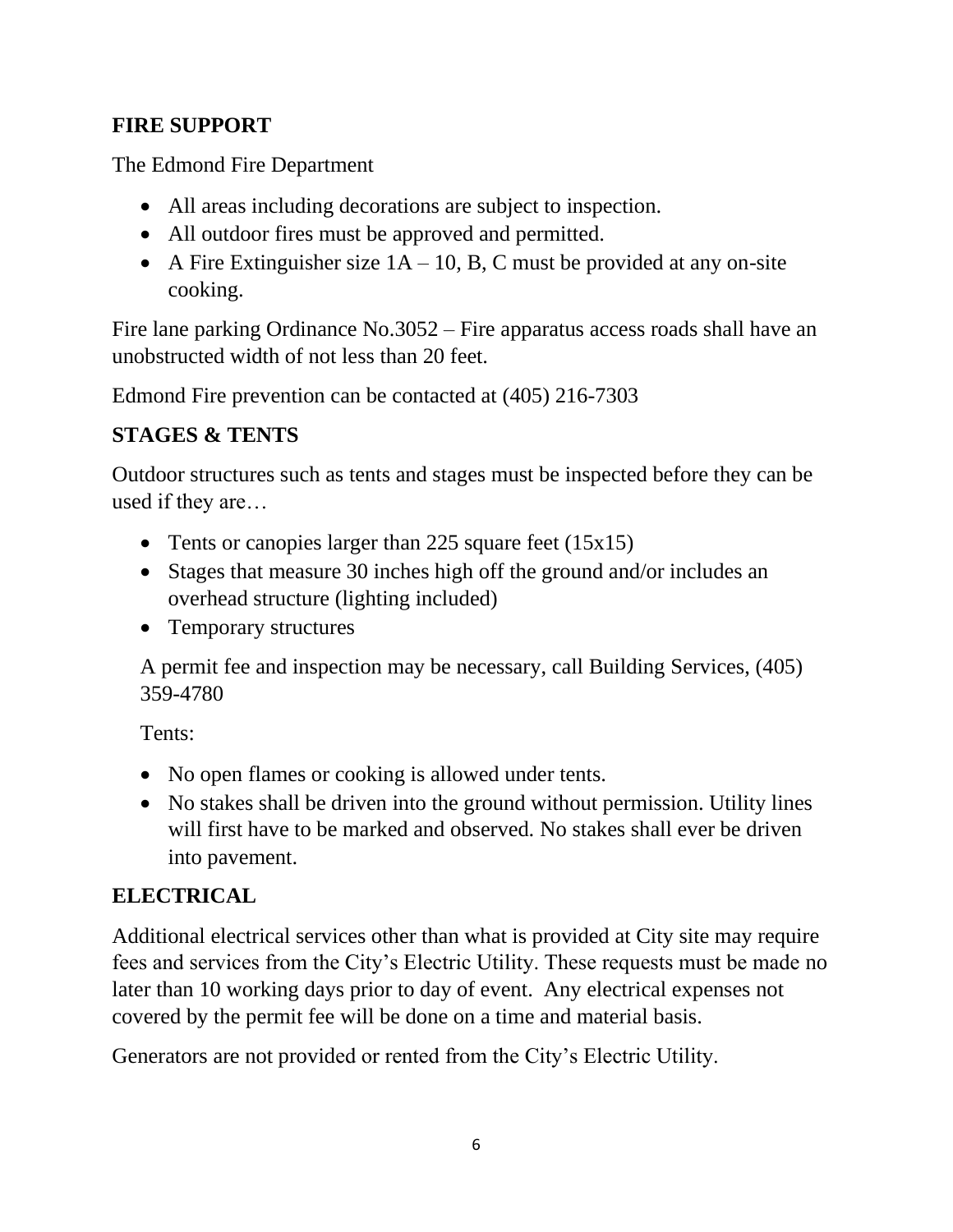## FIRE SUPPORT

The Edmond Fire Department

- All areas including decorations are subject to inspection.
- All outdoor fires must be approved and permitted.
- A Fire Extinguisher size 1A – 10, B, C must be provided at any on-site cooking.

Fire lane parking Ordinance No.3052 – Fire apparatus access roads shall have an unobstructed width of not less than 20 feet.

Edmond Fire prevention can be contacted at (405) 216-7303

## STAGES & TENTS

Outdoor structures such as tents and stages must be inspected before they can be used if they are…

- Tents or canopies larger than 225 square feet (15x15)
- Stages that measure 30 inches high off the ground and/or includes an overhead structure (lighting included)
- Temporary structures

A permit fee and inspection may be necessary, call Building Services, (405) 359-4780

Tents:

- No open flames or cooking is allowed under tents.
- No stakes shall be driven into the ground without permission. Utility lines will first have to be marked and observed. No stakes shall ever be driven into pavement.

## ELECTRICAL

Additional electrical services other than what is provided at City site may require fees and services from the City's Electric Utility. These requests must be made no later than 10 working days prior to day of event. Any electrical expenses not covered by the permit fee will be done on a time and material basis.

Generators are not provided or rented from the City's Electric Utility.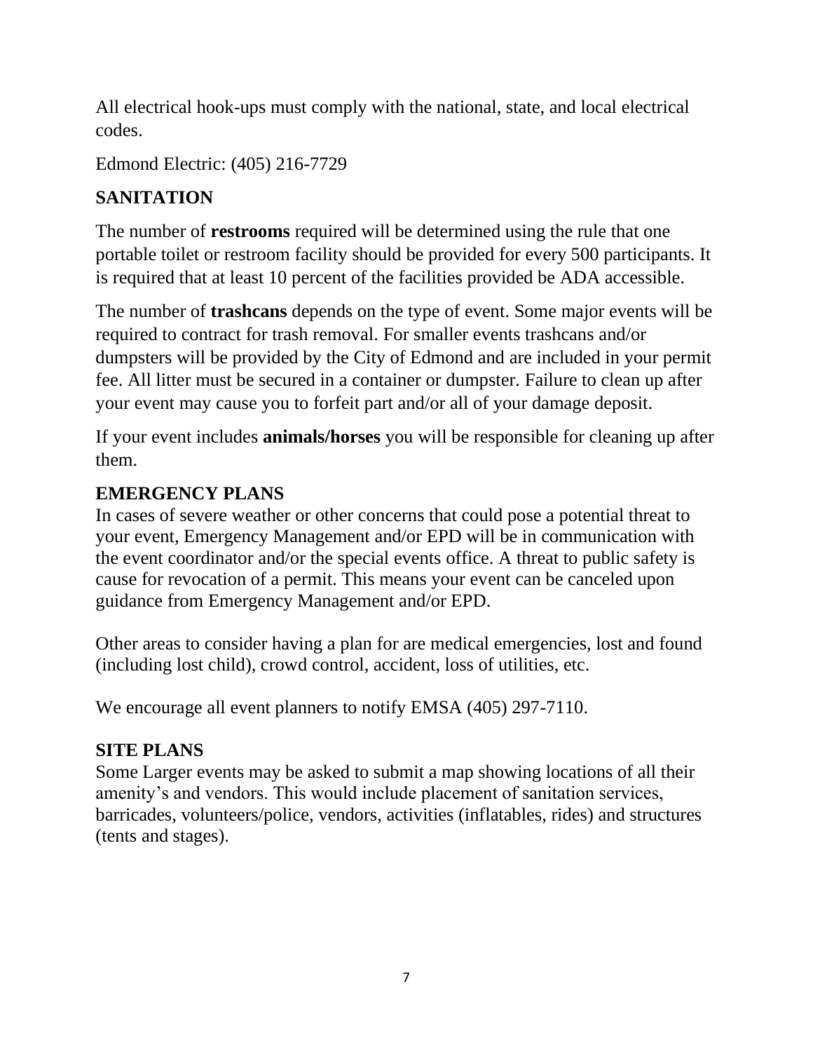All electrical hook-ups must comply with the national, state, and local electrical codes.

Edmond Electric: (405) 216-7729

## SANITATION

The number of **restrooms** required will be determined using the rule that one portable toilet or restroom facility should be provided for every 500 participants. It is required that at least 10 percent of the facilities provided be ADA accessible.

The number of **trashcans** depends on the type of event. Some major events will be required to contract for trash removal. For smaller events trashcans and/or dumpsters will be provided by the City of Edmond and are included in your permit fee. All litter must be secured in a container or dumpster. Failure to clean up after your event may cause you to forfeit part and/or all of your damage deposit.

If your event includes **animals/horses** you will be responsible for cleaning up after them.

## EMERGENCY PLANS

In cases of severe weather or other concerns that could pose a potential threat to your event, Emergency Management and/or EPD will be in communication with the event coordinator and/or the special events office. A threat to public safety is cause for revocation of a permit. This means your event can be canceled upon guidance from Emergency Management and/or EPD.

Other areas to consider having a plan for are medical emergencies, lost and found (including lost child), crowd control, accident, loss of utilities, etc.

We encourage all event planners to notify EMSA (405) 297-7110.

## SITE PLANS

Some Larger events may be asked to submit a map showing locations of all their amenity's and vendors. This would include placement of sanitation services, barricades, volunteers/police, vendors, activities (inflatables, rides) and structures (tents and stages).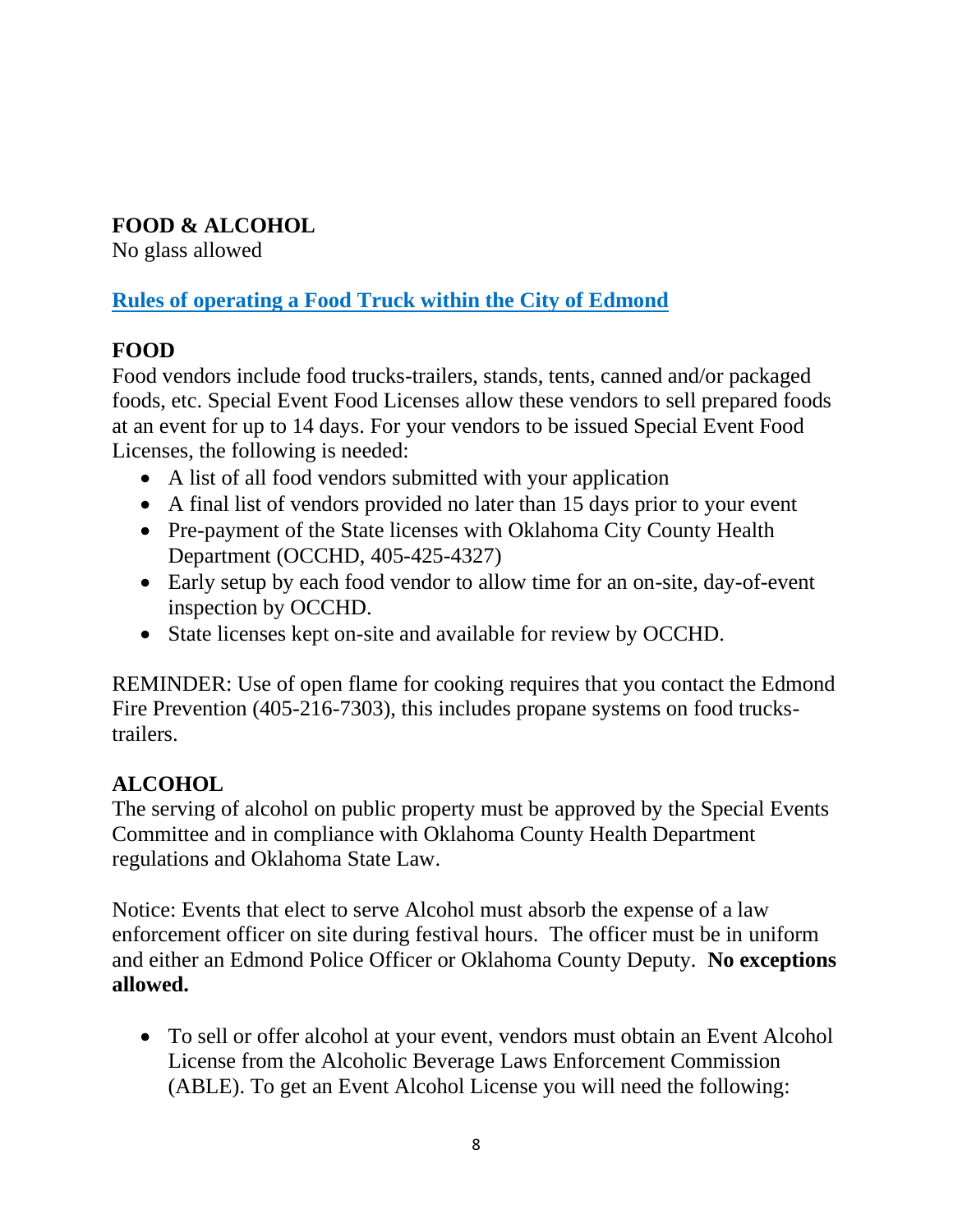## FOOD & ALCOHOL

No glass allowed

**Rules of operating a Food Truck within the City of Edmond**

## FOOD

Food vendors include food trucks-trailers, stands, tents, canned and/or packaged foods, etc. Special Event Food Licenses allow these vendors to sell prepared foods at an event for up to 14 days. For your vendors to be issued Special Event Food Licenses, the following is needed:

- A list of all food vendors submitted with your application
- A final list of vendors provided no later than 15 days prior to your event
- Pre-payment of the State licenses with Oklahoma City County Health Department (OCCHD, 405-425-4327)
- Early setup by each food vendor to allow time for an on-site, day-of-event inspection by OCCHD.
- State licenses kept on-site and available for review by OCCHD.

REMINDER: Use of open flame for cooking requires that you contact the Edmond Fire Prevention (405-216-7303), this includes propane systems on food trucks-trailers.

## ALCOHOL

The serving of alcohol on public property must be approved by the Special Events Committee and in compliance with Oklahoma County Health Department regulations and Oklahoma State Law.

Notice: Events that elect to serve Alcohol must absorb the expense of a law enforcement officer on site during festival hours. The officer must be in uniform and either an Edmond Police Officer or Oklahoma County Deputy. **No exceptions allowed.**

- To sell or offer alcohol at your event, vendors must obtain an Event Alcohol License from the Alcoholic Beverage Laws Enforcement Commission (ABLE). To get an Event Alcohol License you will need the following: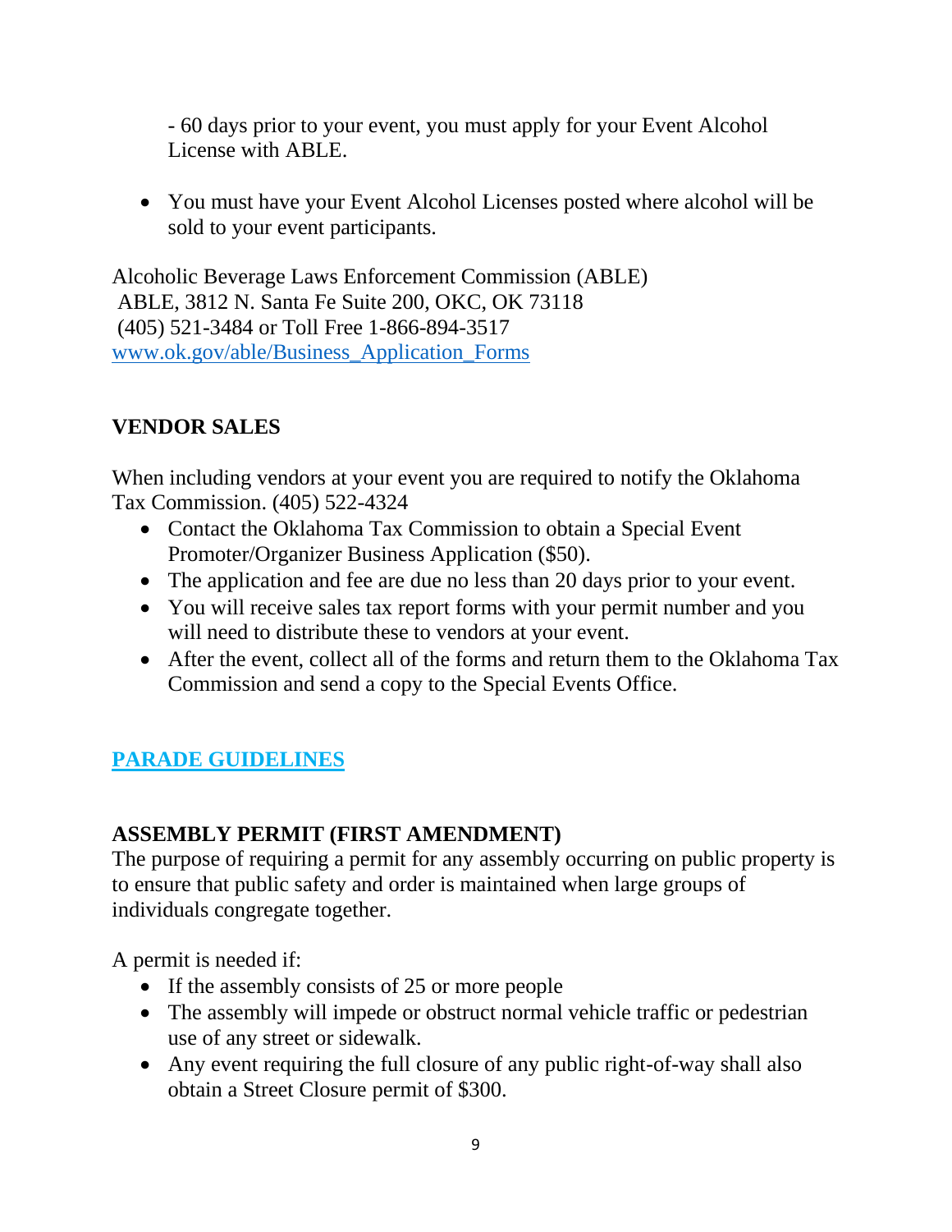- 60 days prior to your event, you must apply for your Event Alcohol License with ABLE.

- You must have your Event Alcohol Licenses posted where alcohol will be sold to your event participants.

Alcoholic Beverage Laws Enforcement Commission (ABLE)
ABLE, 3812 N. Santa Fe Suite 200, OKC, OK 73118
(405) 521-3484 or Toll Free 1-866-894-3517
[www.ok.gov/able/Business_Application_Forms](www.ok.gov/able/Business_Application_Forms)

## VENDOR SALES

When including vendors at your event you are required to notify the Oklahoma Tax Commission. (405) 522-4324

- Contact the Oklahoma Tax Commission to obtain a Special Event Promoter/Organizer Business Application ($50).
- The application and fee are due no less than 20 days prior to your event.
- You will receive sales tax report forms with your permit number and you will need to distribute these to vendors at your event.
- After the event, collect all of the forms and return them to the Oklahoma Tax Commission and send a copy to the Special Events Office.

## PARADE GUIDELINES

## ASSEMBLY PERMIT (FIRST AMENDMENT)

The purpose of requiring a permit for any assembly occurring on public property is to ensure that public safety and order is maintained when large groups of individuals congregate together.

A permit is needed if:

- If the assembly consists of 25 or more people
- The assembly will impede or obstruct normal vehicle traffic or pedestrian use of any street or sidewalk.
- Any event requiring the full closure of any public right-of-way shall also obtain a Street Closure permit of $300.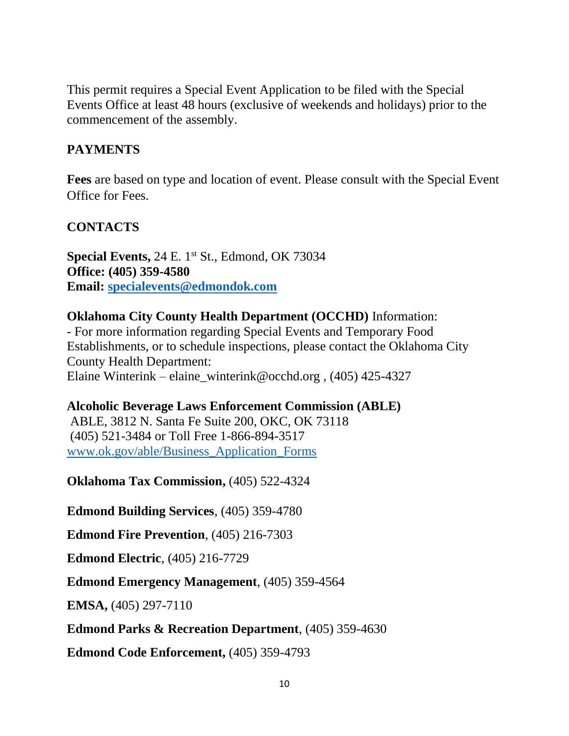This permit requires a Special Event Application to be filed with the Special Events Office at least 48 hours (exclusive of weekends and holidays) prior to the commencement of the assembly.

## PAYMENTS

**Fees** are based on type and location of event. Please consult with the Special Event Office for Fees.

## CONTACTS

**Special Events,** 24 E. 1st St., Edmond, OK 73034
**Office: (405) 359-4580**
**Email: specialevents@edmondok.com**

**Oklahoma City County Health Department (OCCHD)** Information:
- For more information regarding Special Events and Temporary Food Establishments, or to schedule inspections, please contact the Oklahoma City County Health Department:
Elaine Winterink – elaine_winterink@occhd.org , (405) 425-4327

**Alcoholic Beverage Laws Enforcement Commission (ABLE)**
ABLE, 3812 N. Santa Fe Suite 200, OKC, OK 73118
(405) 521-3484 or Toll Free 1-866-894-3517
www.ok.gov/able/Business_Application_Forms

**Oklahoma Tax Commission,** (405) 522-4324

**Edmond Building Services**, (405) 359-4780

**Edmond Fire Prevention**, (405) 216-7303

**Edmond Electric**, (405) 216-7729

**Edmond Emergency Management**, (405) 359-4564

**EMSA,** (405) 297-7110

**Edmond Parks & Recreation Department**, (405) 359-4630

**Edmond Code Enforcement,** (405) 359-4793